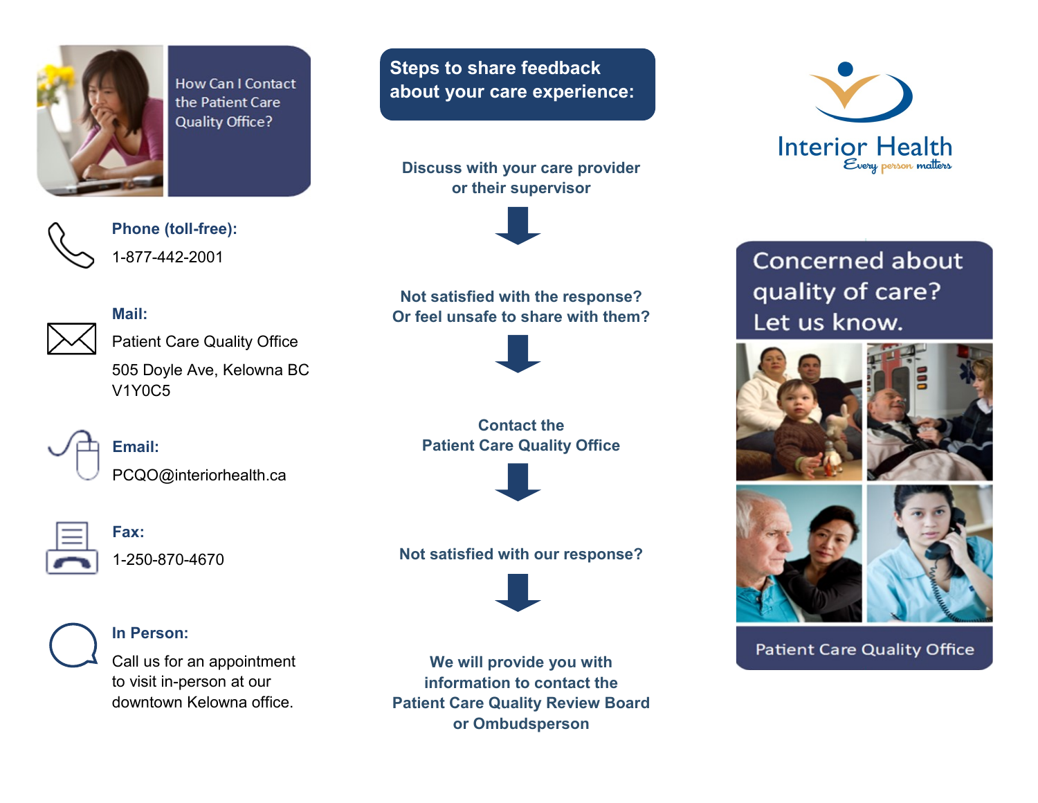## How Can I Contact the Patient Care Quality Office?

**Phone (toll-free):**

1-877-442-2001

**Mail:**

Patient Care Quality Office

505 Doyle Ave, Kelowna BC
V1Y0C5

**Email:**

PCQO@interiorhealth.ca

**Fax:**

1-250-870-4670

**In Person:**

Call us for an appointment to visit in-person at our downtown Kelowna office.

## Steps to share feedback about your care experience:

**Discuss with your care provider or their supervisor**

↓

**Not satisfied with the response? Or feel unsafe to share with them?**

↓

**Contact the Patient Care Quality Office**

↓

**Not satisfied with our response?**

↓

**We will provide you with information to contact the Patient Care Quality Review Board or Ombudsperson**

Interior Health
*Every person matters*

# Concerned about quality of care? Let us know.

Patient Care Quality Office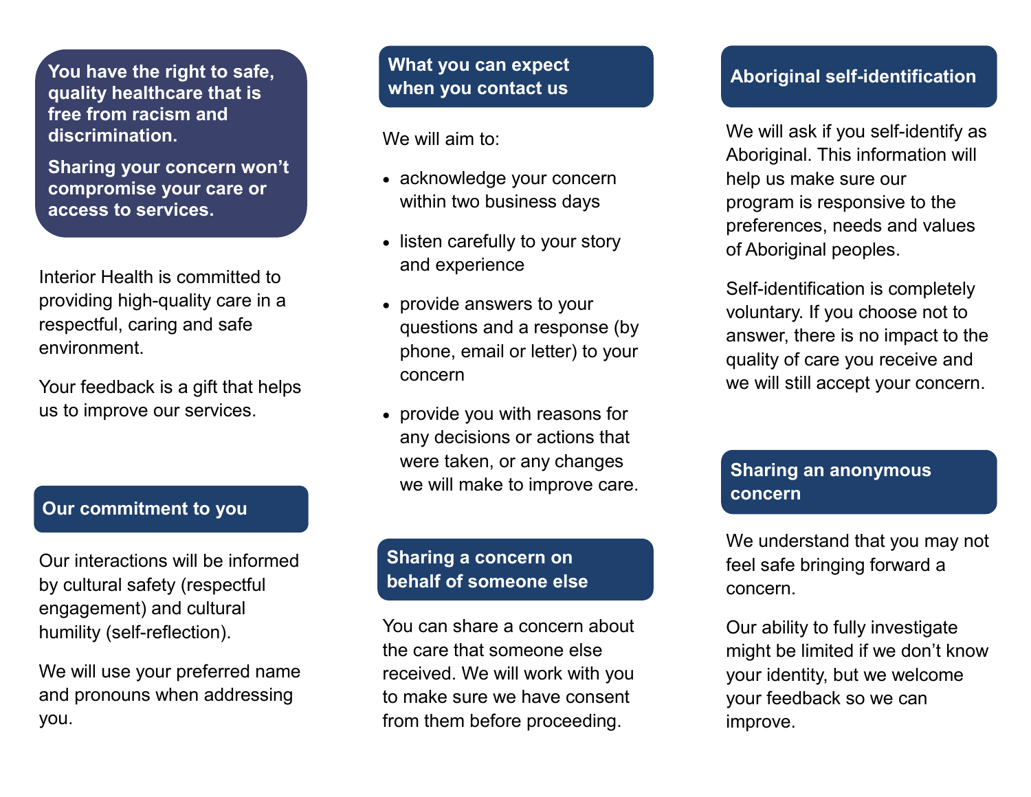**You have the right to safe, quality healthcare that is free from racism and discrimination.**

**Sharing your concern won't compromise your care or access to services.**

Interior Health is committed to providing high-quality care in a respectful, caring and safe environment.

Your feedback is a gift that helps us to improve our services.

## Our commitment to you

Our interactions will be informed by cultural safety (respectful engagement) and cultural humility (self-reflection).

We will use your preferred name and pronouns when addressing you.

## What you can expect when you contact us

We will aim to:

- acknowledge your concern within two business days
- listen carefully to your story and experience
- provide answers to your questions and a response (by phone, email or letter) to your concern
- provide you with reasons for any decisions or actions that were taken, or any changes we will make to improve care.

## Sharing a concern on behalf of someone else

You can share a concern about the care that someone else received. We will work with you to make sure we have consent from them before proceeding.

## Aboriginal self-identification

We will ask if you self-identify as Aboriginal. This information will help us make sure our program is responsive to the preferences, needs and values of Aboriginal peoples.

Self-identification is completely voluntary. If you choose not to answer, there is no impact to the quality of care you receive and we will still accept your concern.

## Sharing an anonymous concern

We understand that you may not feel safe bringing forward a concern.

Our ability to fully investigate might be limited if we don't know your identity, but we welcome your feedback so we can improve.